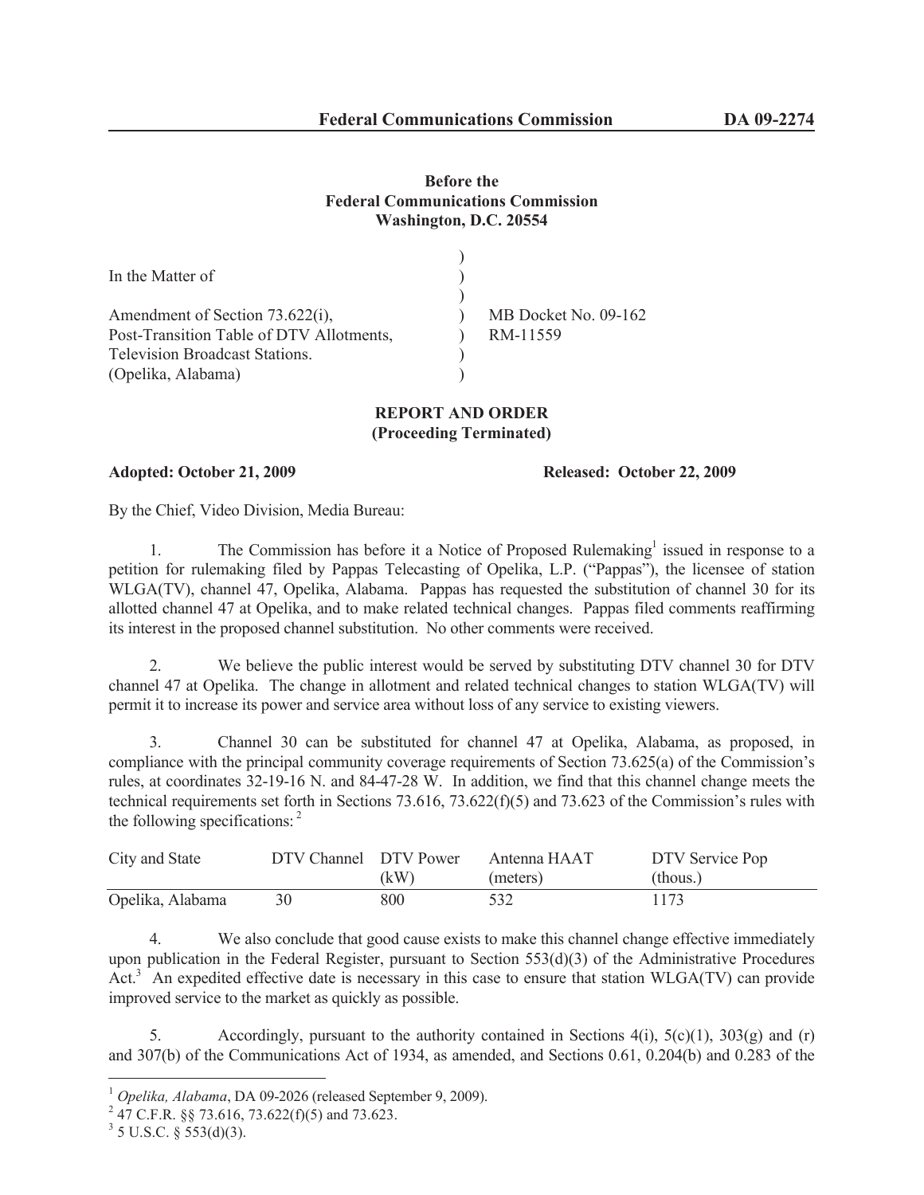**Before the**
**Federal Communications Commission**
**Washington, D.C. 20554**

| | |
|---|---|
| In the Matter of<br><br>Amendment of Section 73.622(i),<br>Post-Transition Table of DTV Allotments,<br>Television Broadcast Stations.<br>(Opelika, Alabama) | MB Docket No. 09-162<br>RM-11559 |

**REPORT AND ORDER**
**(Proceeding Terminated)**

**Adopted: October 21, 2009** **Released: October 22, 2009**

By the Chief, Video Division, Media Bureau:

1. The Commission has before it a Notice of Proposed Rulemaking[1] issued in response to a petition for rulemaking filed by Pappas Telecasting of Opelika, L.P. ("Pappas"), the licensee of station WLGA(TV), channel 47, Opelika, Alabama. Pappas has requested the substitution of channel 30 for its allotted channel 47 at Opelika, and to make related technical changes. Pappas filed comments reaffirming its interest in the proposed channel substitution. No other comments were received.

2. We believe the public interest would be served by substituting DTV channel 30 for DTV channel 47 at Opelika. The change in allotment and related technical changes to station WLGA(TV) will permit it to increase its power and service area without loss of any service to existing viewers.

3. Channel 30 can be substituted for channel 47 at Opelika, Alabama, as proposed, in compliance with the principal community coverage requirements of Section 73.625(a) of the Commission's rules, at coordinates 32-19-16 N. and 84-47-28 W. In addition, we find that this channel change meets the technical requirements set forth in Sections 73.616, 73.622(f)(5) and 73.623 of the Commission's rules with the following specifications: [2]

| City and State | DTV Channel | DTV Power (kW) | Antenna HAAT (meters) | DTV Service Pop (thous.) |
|---|---|---|---|---|
| Opelika, Alabama | 30 | 800 | 532 | 1173 |

4. We also conclude that good cause exists to make this channel change effective immediately upon publication in the Federal Register, pursuant to Section 553(d)(3) of the Administrative Procedures Act.[3] An expedited effective date is necessary in this case to ensure that station WLGA(TV) can provide improved service to the market as quickly as possible.

5. Accordingly, pursuant to the authority contained in Sections 4(i), 5(c)(1), 303(g) and (r) and 307(b) of the Communications Act of 1934, as amended, and Sections 0.61, 0.204(b) and 0.283 of the

---

[1] *Opelika, Alabama*, DA 09-2026 (released September 9, 2009).

[2] 47 C.F.R. §§ 73.616, 73.622(f)(5) and 73.623.

[3] 5 U.S.C. § 553(d)(3).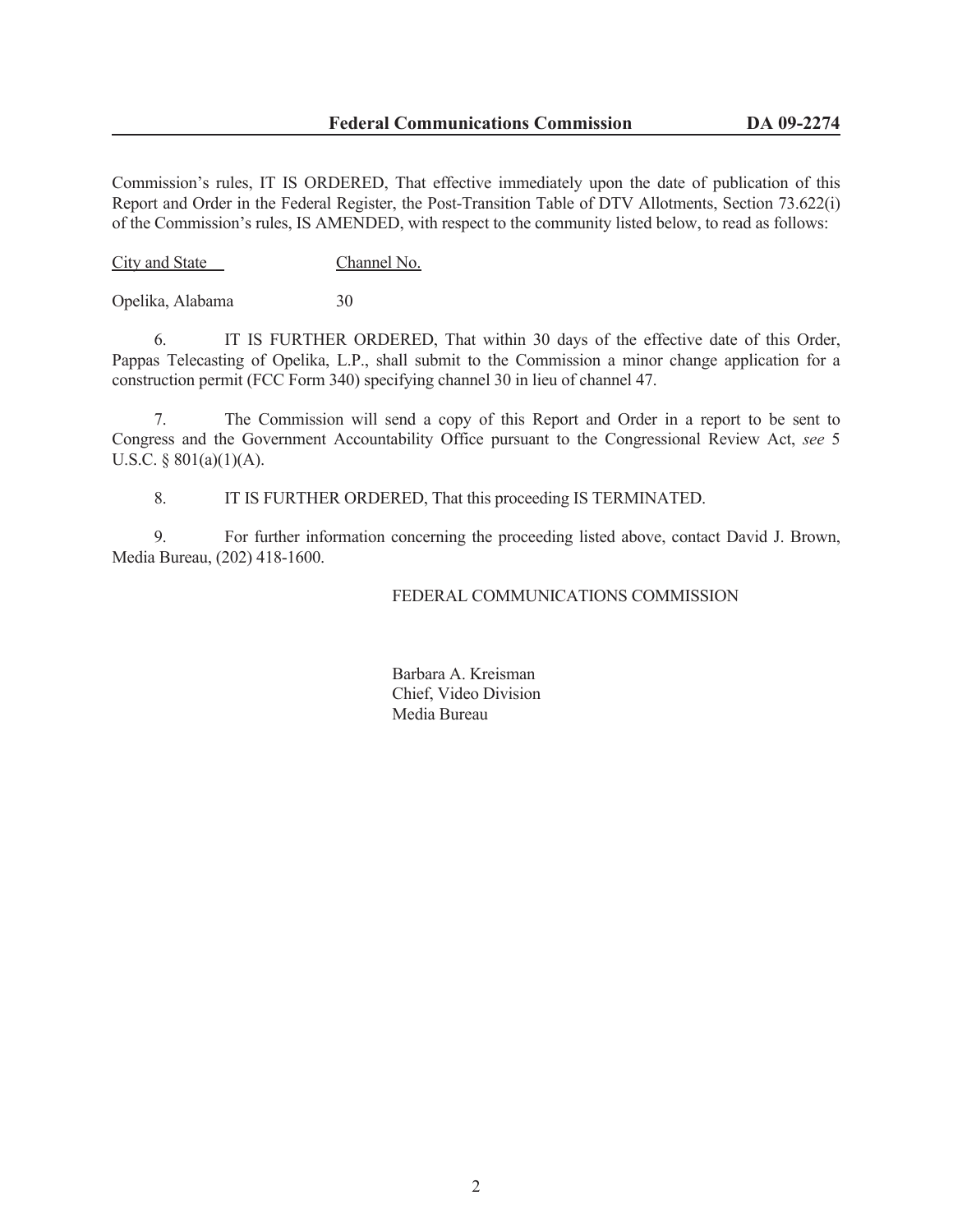Commission's rules, IT IS ORDERED, That effective immediately upon the date of publication of this Report and Order in the Federal Register, the Post-Transition Table of DTV Allotments, Section 73.622(i) of the Commission's rules, IS AMENDED, with respect to the community listed below, to read as follows:

| City and State | Channel No. |
| --- | --- |
| Opelika, Alabama | 30 |

6. IT IS FURTHER ORDERED, That within 30 days of the effective date of this Order, Pappas Telecasting of Opelika, L.P., shall submit to the Commission a minor change application for a construction permit (FCC Form 340) specifying channel 30 in lieu of channel 47.

7. The Commission will send a copy of this Report and Order in a report to be sent to Congress and the Government Accountability Office pursuant to the Congressional Review Act, *see* 5 U.S.C. § 801(a)(1)(A).

8. IT IS FURTHER ORDERED, That this proceeding IS TERMINATED.

9. For further information concerning the proceeding listed above, contact David J. Brown, Media Bureau, (202) 418-1600.

FEDERAL COMMUNICATIONS COMMISSION

Barbara A. Kreisman
Chief, Video Division
Media Bureau